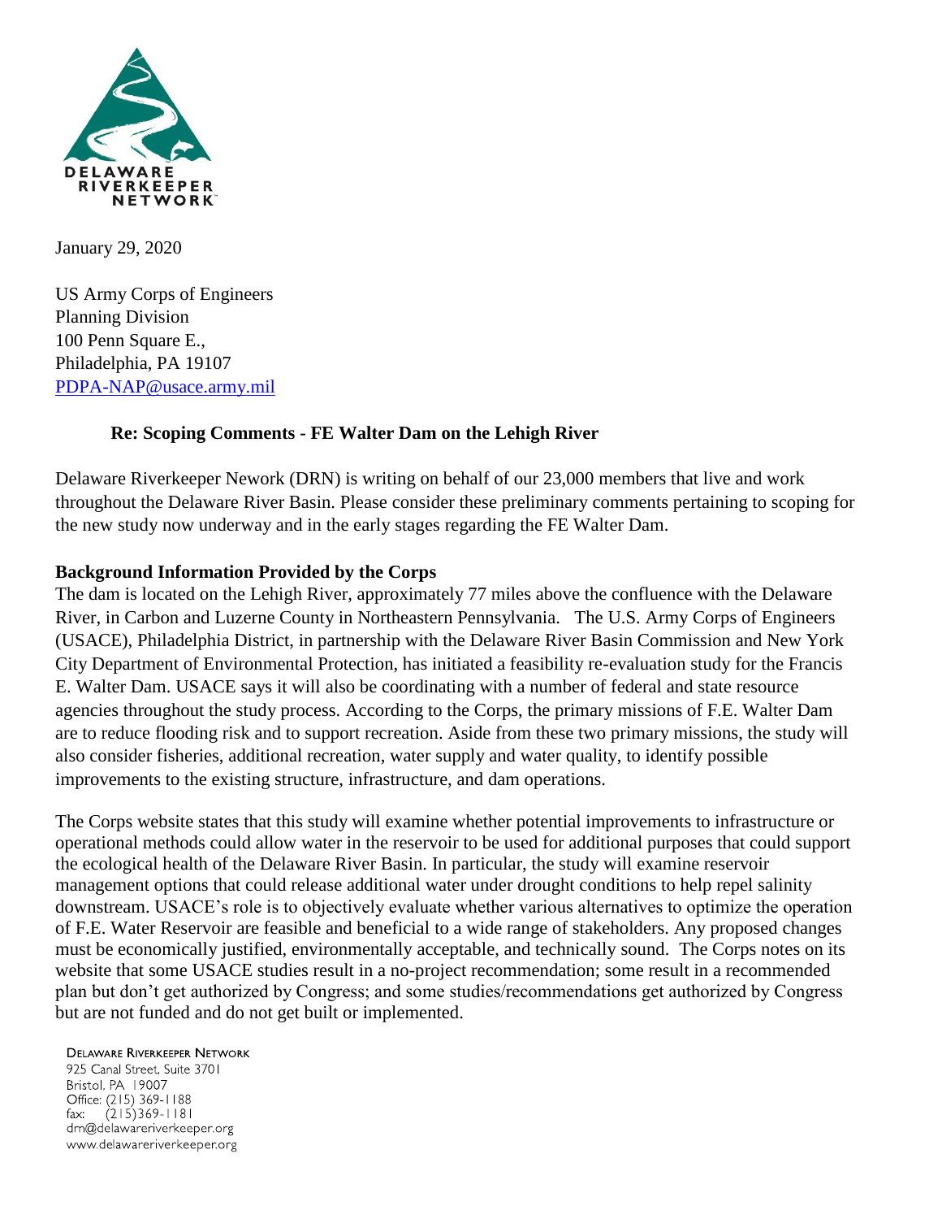DELAWARE RIVERKEEPER NETWORK

January 29, 2020

US Army Corps of Engineers
Planning Division
100 Penn Square E.,
Philadelphia, PA 19107
PDPA-NAP@usace.army.mil

**Re: Scoping Comments - FE Walter Dam on the Lehigh River**

Delaware Riverkeeper Nework (DRN) is writing on behalf of our 23,000 members that live and work throughout the Delaware River Basin. Please consider these preliminary comments pertaining to scoping for the new study now underway and in the early stages regarding the FE Walter Dam.

**Background Information Provided by the Corps**

The dam is located on the Lehigh River, approximately 77 miles above the confluence with the Delaware River, in Carbon and Luzerne County in Northeastern Pennsylvania. The U.S. Army Corps of Engineers (USACE), Philadelphia District, in partnership with the Delaware River Basin Commission and New York City Department of Environmental Protection, has initiated a feasibility re-evaluation study for the Francis E. Walter Dam. USACE says it will also be coordinating with a number of federal and state resource agencies throughout the study process. According to the Corps, the primary missions of F.E. Walter Dam are to reduce flooding risk and to support recreation. Aside from these two primary missions, the study will also consider fisheries, additional recreation, water supply and water quality, to identify possible improvements to the existing structure, infrastructure, and dam operations.

The Corps website states that this study will examine whether potential improvements to infrastructure or operational methods could allow water in the reservoir to be used for additional purposes that could support the ecological health of the Delaware River Basin. In particular, the study will examine reservoir management options that could release additional water under drought conditions to help repel salinity downstream. USACE's role is to objectively evaluate whether various alternatives to optimize the operation of F.E. Water Reservoir are feasible and beneficial to a wide range of stakeholders. Any proposed changes must be economically justified, environmentally acceptable, and technically sound. The Corps notes on its website that some USACE studies result in a no-project recommendation; some result in a recommended plan but don't get authorized by Congress; and some studies/recommendations get authorized by Congress but are not funded and do not get built or implemented.

DELAWARE RIVERKEEPER NETWORK
925 Canal Street, Suite 3701
Bristol, PA 19007
Office: (215) 369-1188
fax: (215)369-1181
drn@delawareriverkeeper.org
www.delawareriverkeeper.org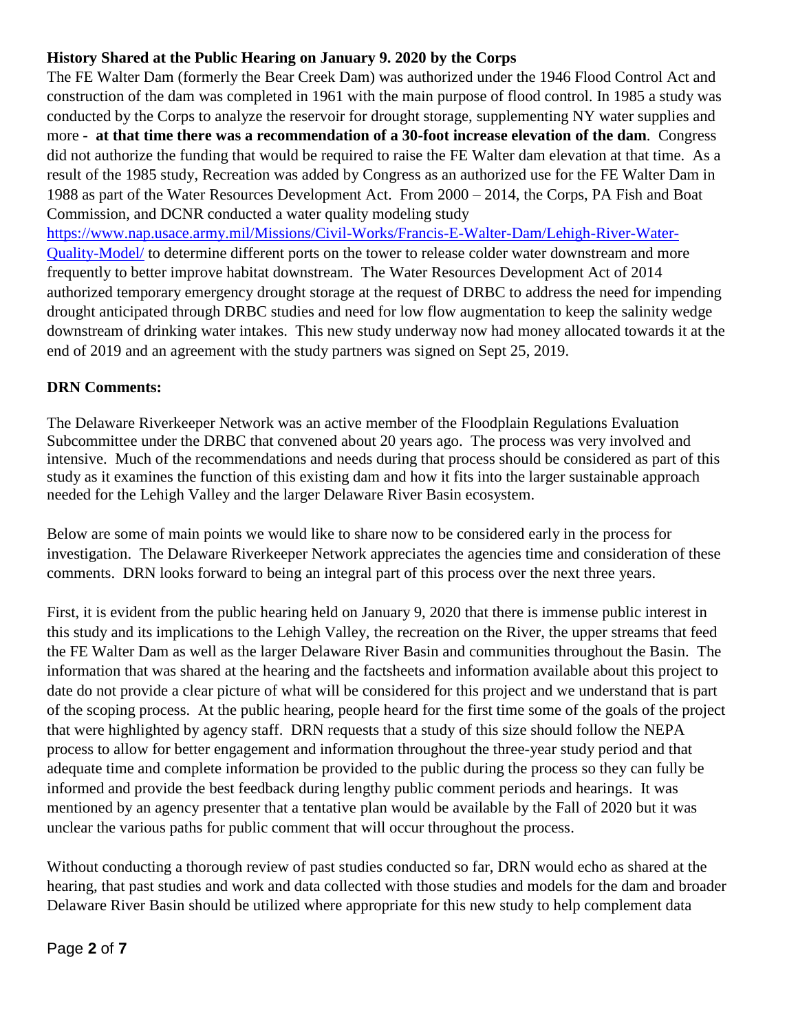**History Shared at the Public Hearing on January 9. 2020 by the Corps**

The FE Walter Dam (formerly the Bear Creek Dam) was authorized under the 1946 Flood Control Act and construction of the dam was completed in 1961 with the main purpose of flood control. In 1985 a study was conducted by the Corps to analyze the reservoir for drought storage, supplementing NY water supplies and more - **at that time there was a recommendation of a 30-foot increase elevation of the dam**. Congress did not authorize the funding that would be required to raise the FE Walter dam elevation at that time. As a result of the 1985 study, Recreation was added by Congress as an authorized use for the FE Walter Dam in 1988 as part of the Water Resources Development Act. From 2000 – 2014, the Corps, PA Fish and Boat Commission, and DCNR conducted a water quality modeling study https://www.nap.usace.army.mil/Missions/Civil-Works/Francis-E-Walter-Dam/Lehigh-River-Water-Quality-Model/ to determine different ports on the tower to release colder water downstream and more frequently to better improve habitat downstream. The Water Resources Development Act of 2014 authorized temporary emergency drought storage at the request of DRBC to address the need for impending drought anticipated through DRBC studies and need for low flow augmentation to keep the salinity wedge downstream of drinking water intakes. This new study underway now had money allocated towards it at the end of 2019 and an agreement with the study partners was signed on Sept 25, 2019.

**DRN Comments:**

The Delaware Riverkeeper Network was an active member of the Floodplain Regulations Evaluation Subcommittee under the DRBC that convened about 20 years ago. The process was very involved and intensive. Much of the recommendations and needs during that process should be considered as part of this study as it examines the function of this existing dam and how it fits into the larger sustainable approach needed for the Lehigh Valley and the larger Delaware River Basin ecosystem.

Below are some of main points we would like to share now to be considered early in the process for investigation. The Delaware Riverkeeper Network appreciates the agencies time and consideration of these comments. DRN looks forward to being an integral part of this process over the next three years.

First, it is evident from the public hearing held on January 9, 2020 that there is immense public interest in this study and its implications to the Lehigh Valley, the recreation on the River, the upper streams that feed the FE Walter Dam as well as the larger Delaware River Basin and communities throughout the Basin. The information that was shared at the hearing and the factsheets and information available about this project to date do not provide a clear picture of what will be considered for this project and we understand that is part of the scoping process. At the public hearing, people heard for the first time some of the goals of the project that were highlighted by agency staff. DRN requests that a study of this size should follow the NEPA process to allow for better engagement and information throughout the three-year study period and that adequate time and complete information be provided to the public during the process so they can fully be informed and provide the best feedback during lengthy public comment periods and hearings. It was mentioned by an agency presenter that a tentative plan would be available by the Fall of 2020 but it was unclear the various paths for public comment that will occur throughout the process.

Without conducting a thorough review of past studies conducted so far, DRN would echo as shared at the hearing, that past studies and work and data collected with those studies and models for the dam and broader Delaware River Basin should be utilized where appropriate for this new study to help complement data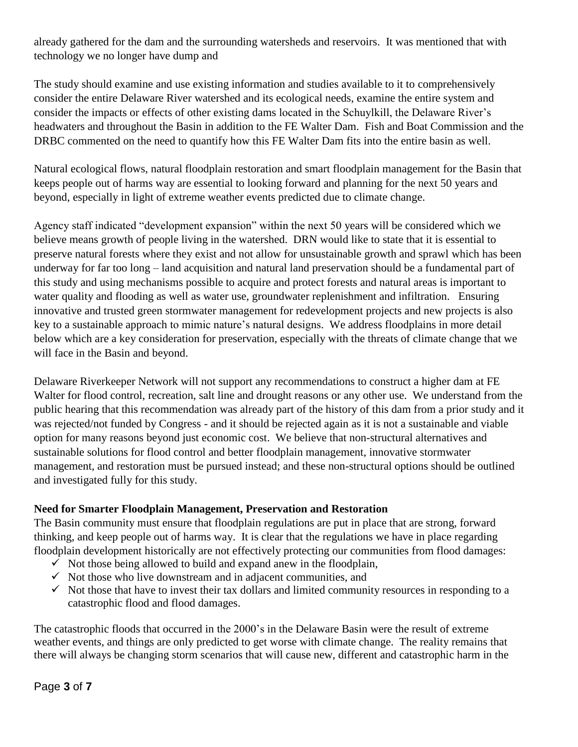already gathered for the dam and the surrounding watersheds and reservoirs. It was mentioned that with technology we no longer have dump and

The study should examine and use existing information and studies available to it to comprehensively consider the entire Delaware River watershed and its ecological needs, examine the entire system and consider the impacts or effects of other existing dams located in the Schuylkill, the Delaware River's headwaters and throughout the Basin in addition to the FE Walter Dam. Fish and Boat Commission and the DRBC commented on the need to quantify how this FE Walter Dam fits into the entire basin as well.

Natural ecological flows, natural floodplain restoration and smart floodplain management for the Basin that keeps people out of harms way are essential to looking forward and planning for the next 50 years and beyond, especially in light of extreme weather events predicted due to climate change.

Agency staff indicated "development expansion" within the next 50 years will be considered which we believe means growth of people living in the watershed. DRN would like to state that it is essential to preserve natural forests where they exist and not allow for unsustainable growth and sprawl which has been underway for far too long – land acquisition and natural land preservation should be a fundamental part of this study and using mechanisms possible to acquire and protect forests and natural areas is important to water quality and flooding as well as water use, groundwater replenishment and infiltration. Ensuring innovative and trusted green stormwater management for redevelopment projects and new projects is also key to a sustainable approach to mimic nature's natural designs. We address floodplains in more detail below which are a key consideration for preservation, especially with the threats of climate change that we will face in the Basin and beyond.

Delaware Riverkeeper Network will not support any recommendations to construct a higher dam at FE Walter for flood control, recreation, salt line and drought reasons or any other use. We understand from the public hearing that this recommendation was already part of the history of this dam from a prior study and it was rejected/not funded by Congress - and it should be rejected again as it is not a sustainable and viable option for many reasons beyond just economic cost. We believe that non-structural alternatives and sustainable solutions for flood control and better floodplain management, innovative stormwater management, and restoration must be pursued instead; and these non-structural options should be outlined and investigated fully for this study.

**Need for Smarter Floodplain Management, Preservation and Restoration**

The Basin community must ensure that floodplain regulations are put in place that are strong, forward thinking, and keep people out of harms way. It is clear that the regulations we have in place regarding floodplain development historically are not effectively protecting our communities from flood damages:

- ✓ Not those being allowed to build and expand anew in the floodplain,
- ✓ Not those who live downstream and in adjacent communities, and
- ✓ Not those that have to invest their tax dollars and limited community resources in responding to a catastrophic flood and flood damages.

The catastrophic floods that occurred in the 2000's in the Delaware Basin were the result of extreme weather events, and things are only predicted to get worse with climate change. The reality remains that there will always be changing storm scenarios that will cause new, different and catastrophic harm in the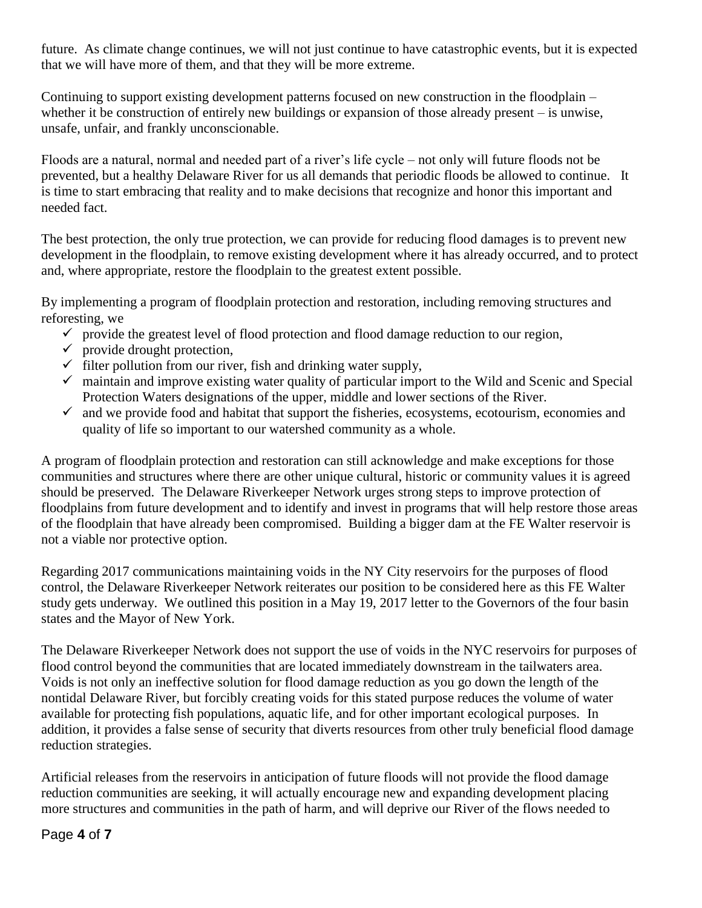future. As climate change continues, we will not just continue to have catastrophic events, but it is expected that we will have more of them, and that they will be more extreme.

Continuing to support existing development patterns focused on new construction in the floodplain – whether it be construction of entirely new buildings or expansion of those already present – is unwise, unsafe, unfair, and frankly unconscionable.

Floods are a natural, normal and needed part of a river's life cycle – not only will future floods not be prevented, but a healthy Delaware River for us all demands that periodic floods be allowed to continue. It is time to start embracing that reality and to make decisions that recognize and honor this important and needed fact.

The best protection, the only true protection, we can provide for reducing flood damages is to prevent new development in the floodplain, to remove existing development where it has already occurred, and to protect and, where appropriate, restore the floodplain to the greatest extent possible.

By implementing a program of floodplain protection and restoration, including removing structures and reforesting, we

- ✓ provide the greatest level of flood protection and flood damage reduction to our region,
- ✓ provide drought protection,
- ✓ filter pollution from our river, fish and drinking water supply,
- ✓ maintain and improve existing water quality of particular import to the Wild and Scenic and Special Protection Waters designations of the upper, middle and lower sections of the River.
- ✓ and we provide food and habitat that support the fisheries, ecosystems, ecotourism, economies and quality of life so important to our watershed community as a whole.

A program of floodplain protection and restoration can still acknowledge and make exceptions for those communities and structures where there are other unique cultural, historic or community values it is agreed should be preserved. The Delaware Riverkeeper Network urges strong steps to improve protection of floodplains from future development and to identify and invest in programs that will help restore those areas of the floodplain that have already been compromised. Building a bigger dam at the FE Walter reservoir is not a viable nor protective option.

Regarding 2017 communications maintaining voids in the NY City reservoirs for the purposes of flood control, the Delaware Riverkeeper Network reiterates our position to be considered here as this FE Walter study gets underway. We outlined this position in a May 19, 2017 letter to the Governors of the four basin states and the Mayor of New York.

The Delaware Riverkeeper Network does not support the use of voids in the NYC reservoirs for purposes of flood control beyond the communities that are located immediately downstream in the tailwaters area. Voids is not only an ineffective solution for flood damage reduction as you go down the length of the nontidal Delaware River, but forcibly creating voids for this stated purpose reduces the volume of water available for protecting fish populations, aquatic life, and for other important ecological purposes. In addition, it provides a false sense of security that diverts resources from other truly beneficial flood damage reduction strategies.

Artificial releases from the reservoirs in anticipation of future floods will not provide the flood damage reduction communities are seeking, it will actually encourage new and expanding development placing more structures and communities in the path of harm, and will deprive our River of the flows needed to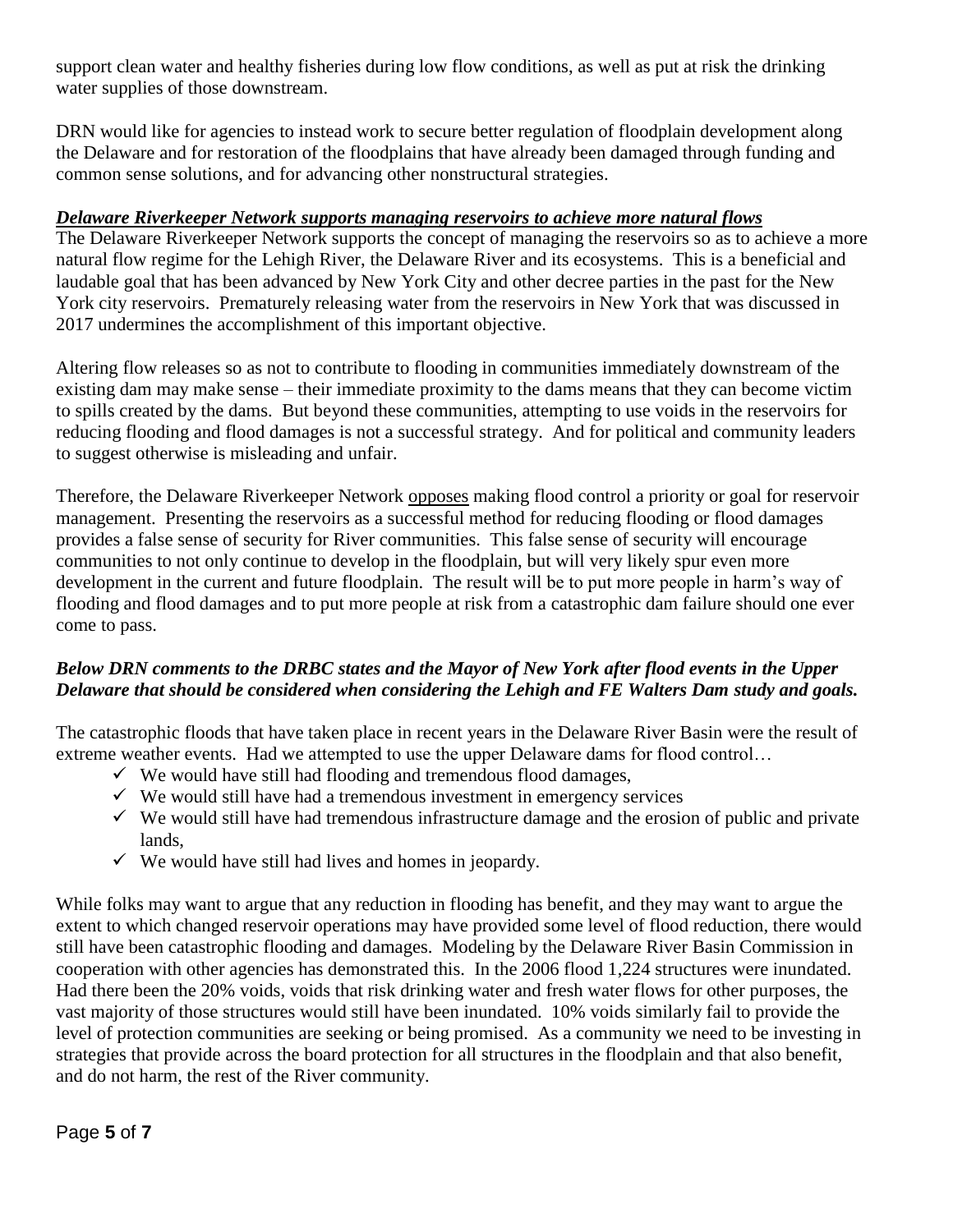support clean water and healthy fisheries during low flow conditions, as well as put at risk the drinking water supplies of those downstream.

DRN would like for agencies to instead work to secure better regulation of floodplain development along the Delaware and for restoration of the floodplains that have already been damaged through funding and common sense solutions, and for advancing other nonstructural strategies.

***Delaware Riverkeeper Network supports managing reservoirs to achieve more natural flows***

The Delaware Riverkeeper Network supports the concept of managing the reservoirs so as to achieve a more natural flow regime for the Lehigh River, the Delaware River and its ecosystems. This is a beneficial and laudable goal that has been advanced by New York City and other decree parties in the past for the New York city reservoirs. Prematurely releasing water from the reservoirs in New York that was discussed in 2017 undermines the accomplishment of this important objective.

Altering flow releases so as not to contribute to flooding in communities immediately downstream of the existing dam may make sense – their immediate proximity to the dams means that they can become victim to spills created by the dams. But beyond these communities, attempting to use voids in the reservoirs for reducing flooding and flood damages is not a successful strategy. And for political and community leaders to suggest otherwise is misleading and unfair.

Therefore, the Delaware Riverkeeper Network <u>opposes</u> making flood control a priority or goal for reservoir management. Presenting the reservoirs as a successful method for reducing flooding or flood damages provides a false sense of security for River communities. This false sense of security will encourage communities to not only continue to develop in the floodplain, but will very likely spur even more development in the current and future floodplain. The result will be to put more people in harm's way of flooding and flood damages and to put more people at risk from a catastrophic dam failure should one ever come to pass.

***Below DRN comments to the DRBC states and the Mayor of New York after flood events in the Upper Delaware that should be considered when considering the Lehigh and FE Walters Dam study and goals.***

The catastrophic floods that have taken place in recent years in the Delaware River Basin were the result of extreme weather events. Had we attempted to use the upper Delaware dams for flood control…

- ✓ We would have still had flooding and tremendous flood damages,
- ✓ We would still have had a tremendous investment in emergency services
- ✓ We would still have had tremendous infrastructure damage and the erosion of public and private lands,
- ✓ We would have still had lives and homes in jeopardy.

While folks may want to argue that any reduction in flooding has benefit, and they may want to argue the extent to which changed reservoir operations may have provided some level of flood reduction, there would still have been catastrophic flooding and damages. Modeling by the Delaware River Basin Commission in cooperation with other agencies has demonstrated this. In the 2006 flood 1,224 structures were inundated. Had there been the 20% voids, voids that risk drinking water and fresh water flows for other purposes, the vast majority of those structures would still have been inundated. 10% voids similarly fail to provide the level of protection communities are seeking or being promised. As a community we need to be investing in strategies that provide across the board protection for all structures in the floodplain and that also benefit, and do not harm, the rest of the River community.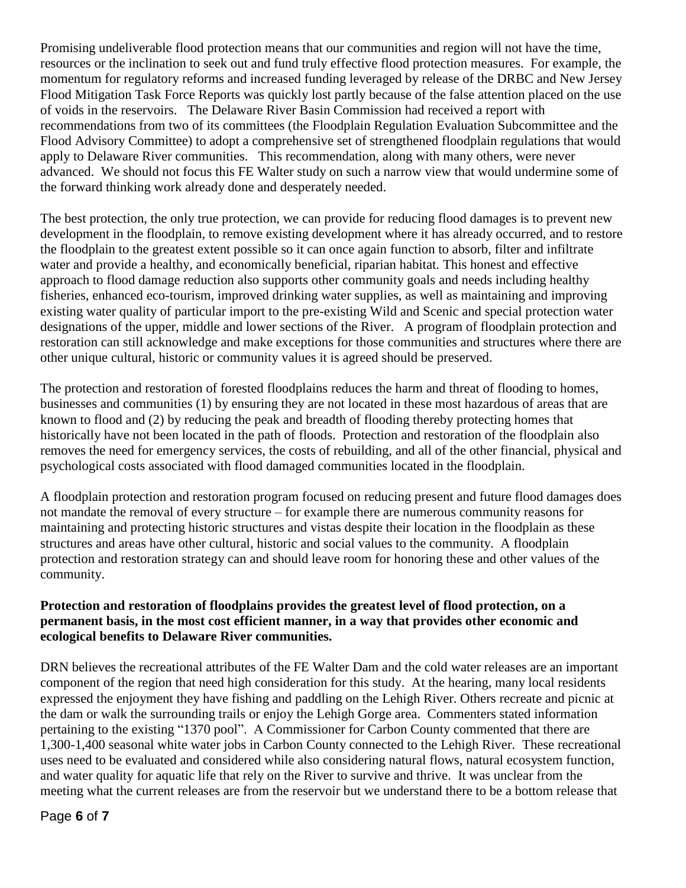Promising undeliverable flood protection means that our communities and region will not have the time, resources or the inclination to seek out and fund truly effective flood protection measures. For example, the momentum for regulatory reforms and increased funding leveraged by release of the DRBC and New Jersey Flood Mitigation Task Force Reports was quickly lost partly because of the false attention placed on the use of voids in the reservoirs. The Delaware River Basin Commission had received a report with recommendations from two of its committees (the Floodplain Regulation Evaluation Subcommittee and the Flood Advisory Committee) to adopt a comprehensive set of strengthened floodplain regulations that would apply to Delaware River communities. This recommendation, along with many others, were never advanced. We should not focus this FE Walter study on such a narrow view that would undermine some of the forward thinking work already done and desperately needed.

The best protection, the only true protection, we can provide for reducing flood damages is to prevent new development in the floodplain, to remove existing development where it has already occurred, and to restore the floodplain to the greatest extent possible so it can once again function to absorb, filter and infiltrate water and provide a healthy, and economically beneficial, riparian habitat. This honest and effective approach to flood damage reduction also supports other community goals and needs including healthy fisheries, enhanced eco-tourism, improved drinking water supplies, as well as maintaining and improving existing water quality of particular import to the pre-existing Wild and Scenic and special protection water designations of the upper, middle and lower sections of the River. A program of floodplain protection and restoration can still acknowledge and make exceptions for those communities and structures where there are other unique cultural, historic or community values it is agreed should be preserved.

The protection and restoration of forested floodplains reduces the harm and threat of flooding to homes, businesses and communities (1) by ensuring they are not located in these most hazardous of areas that are known to flood and (2) by reducing the peak and breadth of flooding thereby protecting homes that historically have not been located in the path of floods. Protection and restoration of the floodplain also removes the need for emergency services, the costs of rebuilding, and all of the other financial, physical and psychological costs associated with flood damaged communities located in the floodplain.

A floodplain protection and restoration program focused on reducing present and future flood damages does not mandate the removal of every structure – for example there are numerous community reasons for maintaining and protecting historic structures and vistas despite their location in the floodplain as these structures and areas have other cultural, historic and social values to the community. A floodplain protection and restoration strategy can and should leave room for honoring these and other values of the community.

**Protection and restoration of floodplains provides the greatest level of flood protection, on a permanent basis, in the most cost efficient manner, in a way that provides other economic and ecological benefits to Delaware River communities.**

DRN believes the recreational attributes of the FE Walter Dam and the cold water releases are an important component of the region that need high consideration for this study. At the hearing, many local residents expressed the enjoyment they have fishing and paddling on the Lehigh River. Others recreate and picnic at the dam or walk the surrounding trails or enjoy the Lehigh Gorge area. Commenters stated information pertaining to the existing "1370 pool". A Commissioner for Carbon County commented that there are 1,300-1,400 seasonal white water jobs in Carbon County connected to the Lehigh River. These recreational uses need to be evaluated and considered while also considering natural flows, natural ecosystem function, and water quality for aquatic life that rely on the River to survive and thrive. It was unclear from the meeting what the current releases are from the reservoir but we understand there to be a bottom release that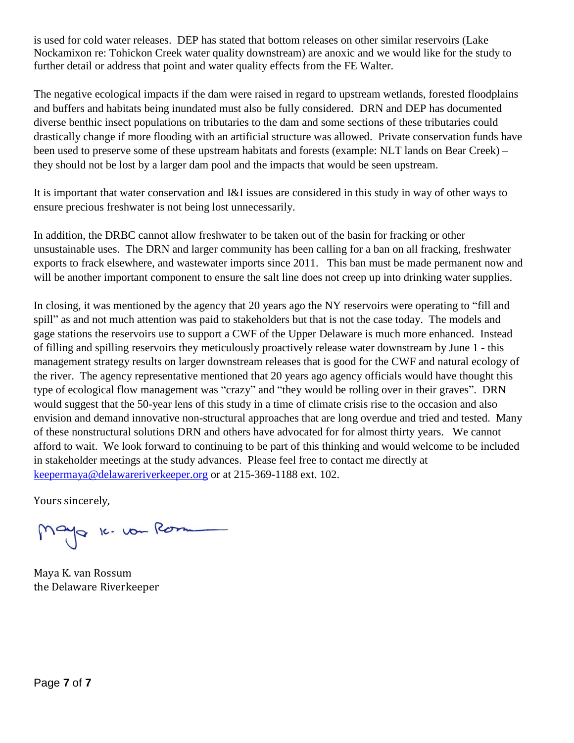is used for cold water releases. DEP has stated that bottom releases on other similar reservoirs (Lake Nockamixon re: Tohickon Creek water quality downstream) are anoxic and we would like for the study to further detail or address that point and water quality effects from the FE Walter.

The negative ecological impacts if the dam were raised in regard to upstream wetlands, forested floodplains and buffers and habitats being inundated must also be fully considered. DRN and DEP has documented diverse benthic insect populations on tributaries to the dam and some sections of these tributaries could drastically change if more flooding with an artificial structure was allowed. Private conservation funds have been used to preserve some of these upstream habitats and forests (example: NLT lands on Bear Creek) – they should not be lost by a larger dam pool and the impacts that would be seen upstream.

It is important that water conservation and I&I issues are considered in this study in way of other ways to ensure precious freshwater is not being lost unnecessarily.

In addition, the DRBC cannot allow freshwater to be taken out of the basin for fracking or other unsustainable uses. The DRN and larger community has been calling for a ban on all fracking, freshwater exports to frack elsewhere, and wastewater imports since 2011. This ban must be made permanent now and will be another important component to ensure the salt line does not creep up into drinking water supplies.

In closing, it was mentioned by the agency that 20 years ago the NY reservoirs were operating to "fill and spill" as and not much attention was paid to stakeholders but that is not the case today. The models and gage stations the reservoirs use to support a CWF of the Upper Delaware is much more enhanced. Instead of filling and spilling reservoirs they meticulously proactively release water downstream by June 1 - this management strategy results on larger downstream releases that is good for the CWF and natural ecology of the river. The agency representative mentioned that 20 years ago agency officials would have thought this type of ecological flow management was "crazy" and "they would be rolling over in their graves". DRN would suggest that the 50-year lens of this study in a time of climate crisis rise to the occasion and also envision and demand innovative non-structural approaches that are long overdue and tried and tested. Many of these nonstructural solutions DRN and others have advocated for for almost thirty years. We cannot afford to wait. We look forward to continuing to be part of this thinking and would welcome to be included in stakeholder meetings at the study advances. Please feel free to contact me directly at keepermaya@delawareriverkeeper.org or at 215-369-1188 ext. 102.

Yours sincerely,

Maya K. van Rossum

Maya K. van Rossum
the Delaware Riverkeeper